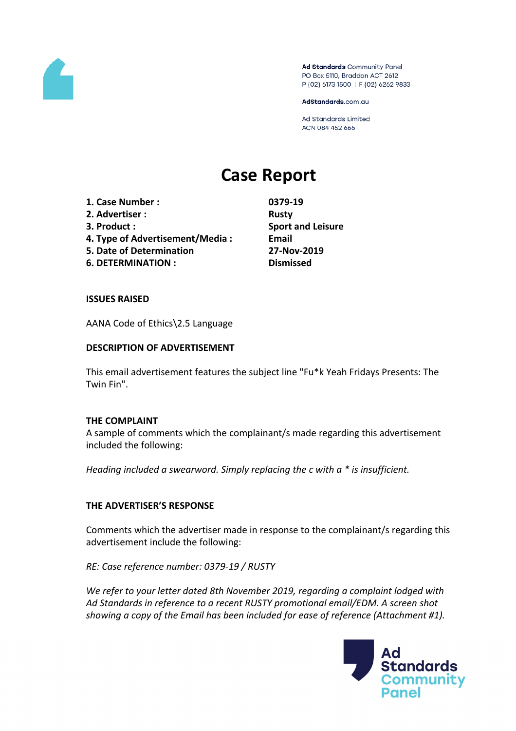Ad Standards Community Panel
PO Box 5110, Braddon ACT 2612
P (02) 6173 1500 | F (02) 6262 9833

AdStandards.com.au

Ad Standards Limited
ACN 084 452 666

# Case Report

| | |
|---|---|
| **1. Case Number :** | **0379-19** |
| **2. Advertiser :** | **Rusty** |
| **3. Product :** | **Sport and Leisure** |
| **4. Type of Advertisement/Media :** | **Email** |
| **5. Date of Determination** | **27-Nov-2019** |
| **6. DETERMINATION :** | **Dismissed** |

**ISSUES RAISED**

AANA Code of Ethics\2.5 Language

**DESCRIPTION OF ADVERTISEMENT**

This email advertisement features the subject line "Fu*k Yeah Fridays Presents: The Twin Fin".

**THE COMPLAINT**

A sample of comments which the complainant/s made regarding this advertisement included the following:

*Heading included a swearword. Simply replacing the c with a * is insufficient.*

**THE ADVERTISER'S RESPONSE**

Comments which the advertiser made in response to the complainant/s regarding this advertisement include the following:

*RE: Case reference number: 0379-19 / RUSTY*

*We refer to your letter dated 8th November 2019, regarding a complaint lodged with Ad Standards in reference to a recent RUSTY promotional email/EDM. A screen shot showing a copy of the Email has been included for ease of reference (Attachment #1).*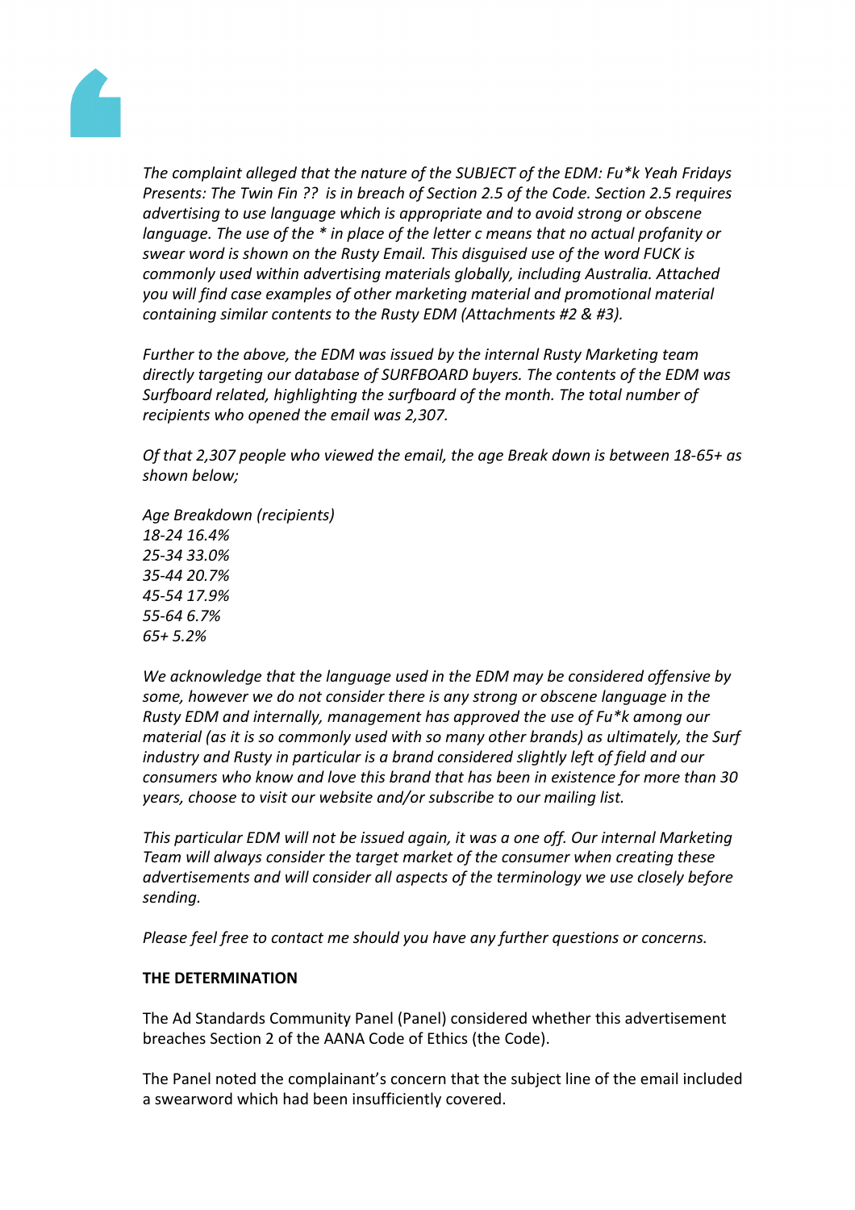*The complaint alleged that the nature of the SUBJECT of the EDM: Fu*k Yeah Fridays Presents: The Twin Fin ?? is in breach of Section 2.5 of the Code. Section 2.5 requires advertising to use language which is appropriate and to avoid strong or obscene language. The use of the * in place of the letter c means that no actual profanity or swear word is shown on the Rusty Email. This disguised use of the word FUCK is commonly used within advertising materials globally, including Australia. Attached you will find case examples of other marketing material and promotional material containing similar contents to the Rusty EDM (Attachments #2 & #3).*

*Further to the above, the EDM was issued by the internal Rusty Marketing team directly targeting our database of SURFBOARD buyers. The contents of the EDM was Surfboard related, highlighting the surfboard of the month. The total number of recipients who opened the email was 2,307.*

*Of that 2,307 people who viewed the email, the age Break down is between 18-65+ as shown below;*

*Age Breakdown (recipients)*
*18-24 16.4%*
*25-34 33.0%*
*35-44 20.7%*
*45-54 17.9%*
*55-64 6.7%*
*65+ 5.2%*

*We acknowledge that the language used in the EDM may be considered offensive by some, however we do not consider there is any strong or obscene language in the Rusty EDM and internally, management has approved the use of Fu*k among our material (as it is so commonly used with so many other brands) as ultimately, the Surf industry and Rusty in particular is a brand considered slightly left of field and our consumers who know and love this brand that has been in existence for more than 30 years, choose to visit our website and/or subscribe to our mailing list.*

*This particular EDM will not be issued again, it was a one off. Our internal Marketing Team will always consider the target market of the consumer when creating these advertisements and will consider all aspects of the terminology we use closely before sending.*

*Please feel free to contact me should you have any further questions or concerns.*

**THE DETERMINATION**

The Ad Standards Community Panel (Panel) considered whether this advertisement breaches Section 2 of the AANA Code of Ethics (the Code).

The Panel noted the complainant's concern that the subject line of the email included a swearword which had been insufficiently covered.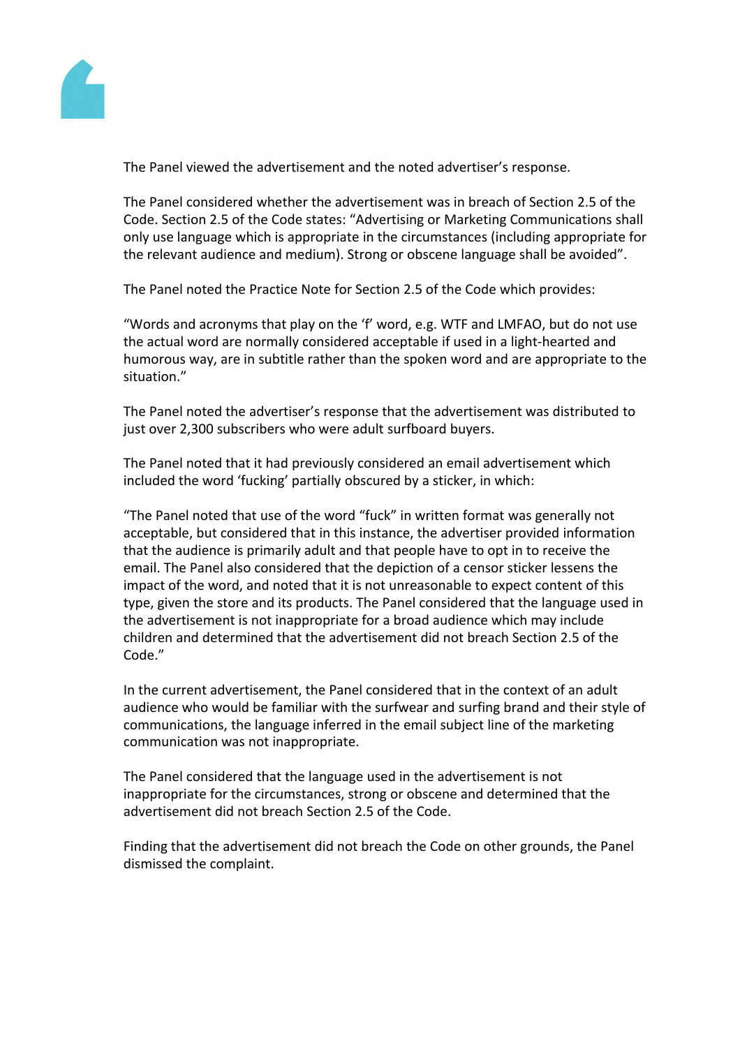The Panel viewed the advertisement and the noted advertiser's response.

The Panel considered whether the advertisement was in breach of Section 2.5 of the Code. Section 2.5 of the Code states: "Advertising or Marketing Communications shall only use language which is appropriate in the circumstances (including appropriate for the relevant audience and medium). Strong or obscene language shall be avoided".

The Panel noted the Practice Note for Section 2.5 of the Code which provides:

"Words and acronyms that play on the 'f' word, e.g. WTF and LMFAO, but do not use the actual word are normally considered acceptable if used in a light-hearted and humorous way, are in subtitle rather than the spoken word and are appropriate to the situation."

The Panel noted the advertiser's response that the advertisement was distributed to just over 2,300 subscribers who were adult surfboard buyers.

The Panel noted that it had previously considered an email advertisement which included the word 'fucking' partially obscured by a sticker, in which:

"The Panel noted that use of the word "fuck" in written format was generally not acceptable, but considered that in this instance, the advertiser provided information that the audience is primarily adult and that people have to opt in to receive the email. The Panel also considered that the depiction of a censor sticker lessens the impact of the word, and noted that it is not unreasonable to expect content of this type, given the store and its products. The Panel considered that the language used in the advertisement is not inappropriate for a broad audience which may include children and determined that the advertisement did not breach Section 2.5 of the Code."

In the current advertisement, the Panel considered that in the context of an adult audience who would be familiar with the surfwear and surfing brand and their style of communications, the language inferred in the email subject line of the marketing communication was not inappropriate.

The Panel considered that the language used in the advertisement is not inappropriate for the circumstances, strong or obscene and determined that the advertisement did not breach Section 2.5 of the Code.

Finding that the advertisement did not breach the Code on other grounds, the Panel dismissed the complaint.